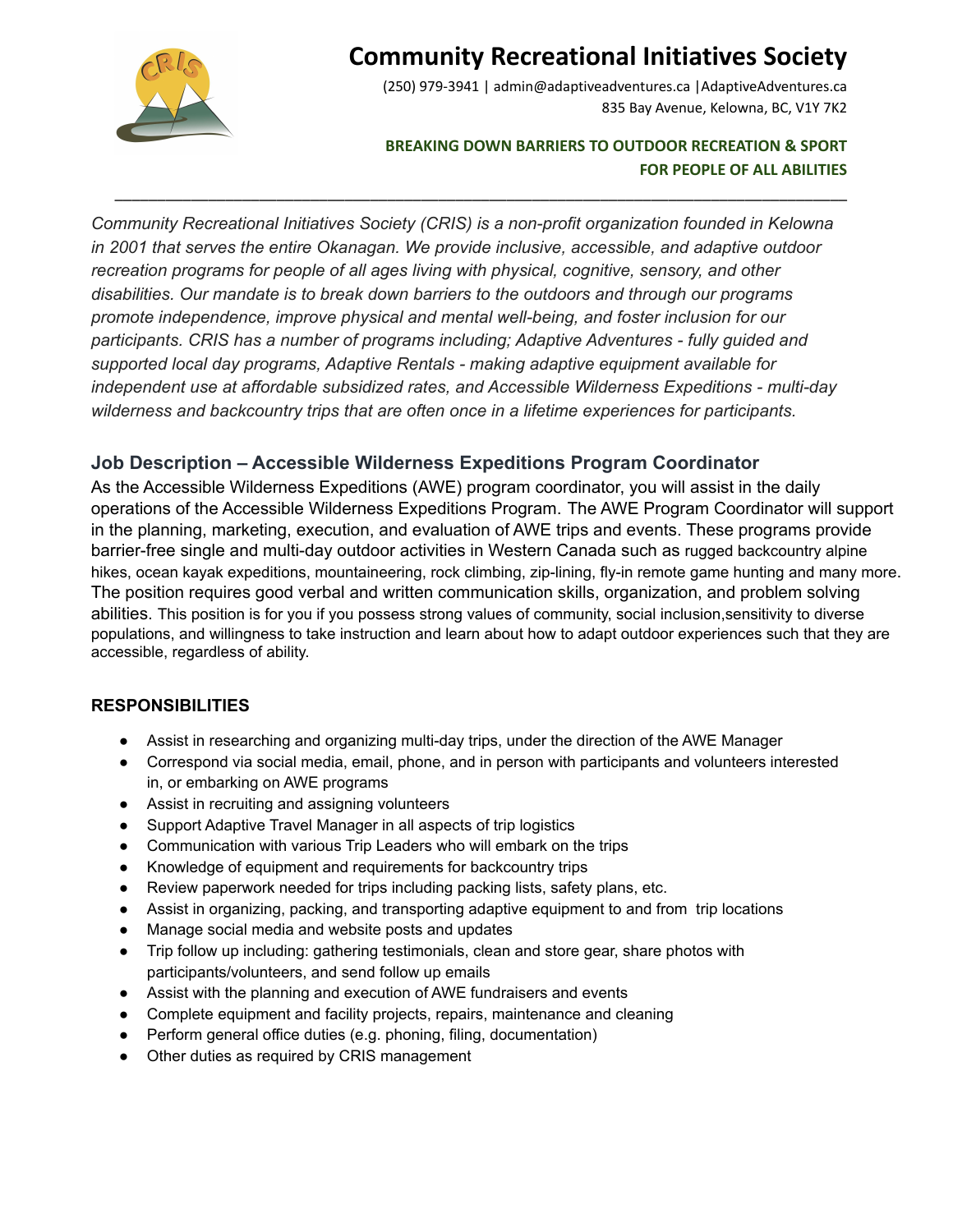# Community Recreational Initiatives Society

(250) 979-3941 | admin@adaptiveadventures.ca | AdaptiveAdventures.ca
835 Bay Avenue, Kelowna, BC, V1Y 7K2

**BREAKING DOWN BARRIERS TO OUTDOOR RECREATION & SPORT FOR PEOPLE OF ALL ABILITIES**

---

*Community Recreational Initiatives Society (CRIS) is a non-profit organization founded in Kelowna in 2001 that serves the entire Okanagan. We provide inclusive, accessible, and adaptive outdoor recreation programs for people of all ages living with physical, cognitive, sensory, and other disabilities. Our mandate is to break down barriers to the outdoors and through our programs promote independence, improve physical and mental well-being, and foster inclusion for our participants. CRIS has a number of programs including; Adaptive Adventures - fully guided and supported local day programs, Adaptive Rentals - making adaptive equipment available for independent use at affordable subsidized rates, and Accessible Wilderness Expeditions - multi-day wilderness and backcountry trips that are often once in a lifetime experiences for participants.*

## Job Description – Accessible Wilderness Expeditions Program Coordinator

As the Accessible Wilderness Expeditions (AWE) program coordinator, you will assist in the daily operations of the Accessible Wilderness Expeditions Program. The AWE Program Coordinator will support in the planning, marketing, execution, and evaluation of AWE trips and events. These programs provide barrier-free single and multi-day outdoor activities in Western Canada such as rugged backcountry alpine hikes, ocean kayak expeditions, mountaineering, rock climbing, zip-lining, fly-in remote game hunting and many more. The position requires good verbal and written communication skills, organization, and problem solving abilities. This position is for you if you possess strong values of community, social inclusion,sensitivity to diverse populations, and willingness to take instruction and learn about how to adapt outdoor experiences such that they are accessible, regardless of ability.

### RESPONSIBILITIES

- Assist in researching and organizing multi-day trips, under the direction of the AWE Manager
- Correspond via social media, email, phone, and in person with participants and volunteers interested in, or embarking on AWE programs
- Assist in recruiting and assigning volunteers
- Support Adaptive Travel Manager in all aspects of trip logistics
- Communication with various Trip Leaders who will embark on the trips
- Knowledge of equipment and requirements for backcountry trips
- Review paperwork needed for trips including packing lists, safety plans, etc.
- Assist in organizing, packing, and transporting adaptive equipment to and from trip locations
- Manage social media and website posts and updates
- Trip follow up including: gathering testimonials, clean and store gear, share photos with participants/volunteers, and send follow up emails
- Assist with the planning and execution of AWE fundraisers and events
- Complete equipment and facility projects, repairs, maintenance and cleaning
- Perform general office duties (e.g. phoning, filing, documentation)
- Other duties as required by CRIS management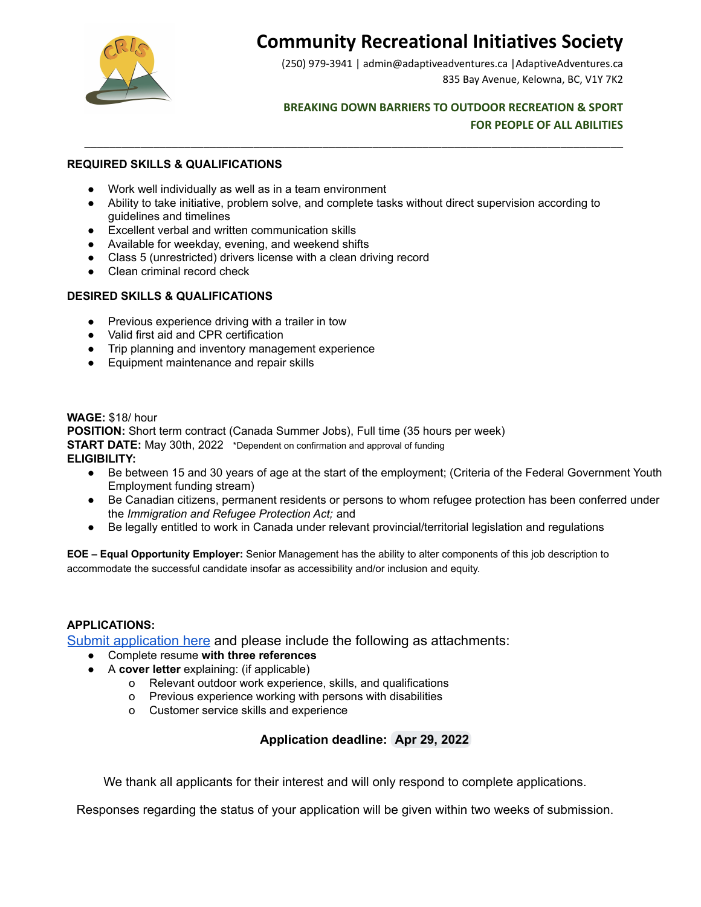# Community Recreational Initiatives Society

(250) 979-3941 | admin@adaptiveadventures.ca | AdaptiveAdventures.ca
835 Bay Avenue, Kelowna, BC, V1Y 7K2

**BREAKING DOWN BARRIERS TO OUTDOOR RECREATION & SPORT FOR PEOPLE OF ALL ABILITIES**

---

**REQUIRED SKILLS & QUALIFICATIONS**

- Work well individually as well as in a team environment
- Ability to take initiative, problem solve, and complete tasks without direct supervision according to guidelines and timelines
- Excellent verbal and written communication skills
- Available for weekday, evening, and weekend shifts
- Class 5 (unrestricted) drivers license with a clean driving record
- Clean criminal record check

**DESIRED SKILLS & QUALIFICATIONS**

- Previous experience driving with a trailer in tow
- Valid first aid and CPR certification
- Trip planning and inventory management experience
- Equipment maintenance and repair skills

**WAGE:** $18/ hour
**POSITION:** Short term contract (Canada Summer Jobs), Full time (35 hours per week)
**START DATE:** May 30th, 2022 *Dependent on confirmation and approval of funding
**ELIGIBILITY:**

- Be between 15 and 30 years of age at the start of the employment; (Criteria of the Federal Government Youth Employment funding stream)
- Be Canadian citizens, permanent residents or persons to whom refugee protection has been conferred under the *Immigration and Refugee Protection Act;* and
- Be legally entitled to work in Canada under relevant provincial/territorial legislation and regulations

**EOE – Equal Opportunity Employer:** Senior Management has the ability to alter components of this job description to accommodate the successful candidate insofar as accessibility and/or inclusion and equity.

**APPLICATIONS:**

Submit application here and please include the following as attachments:

- Complete resume **with three references**
- A **cover letter** explaining: (if applicable)
  - Relevant outdoor work experience, skills, and qualifications
  - Previous experience working with persons with disabilities
  - Customer service skills and experience

**Application deadline: Apr 29, 2022**

We thank all applicants for their interest and will only respond to complete applications.

Responses regarding the status of your application will be given within two weeks of submission.